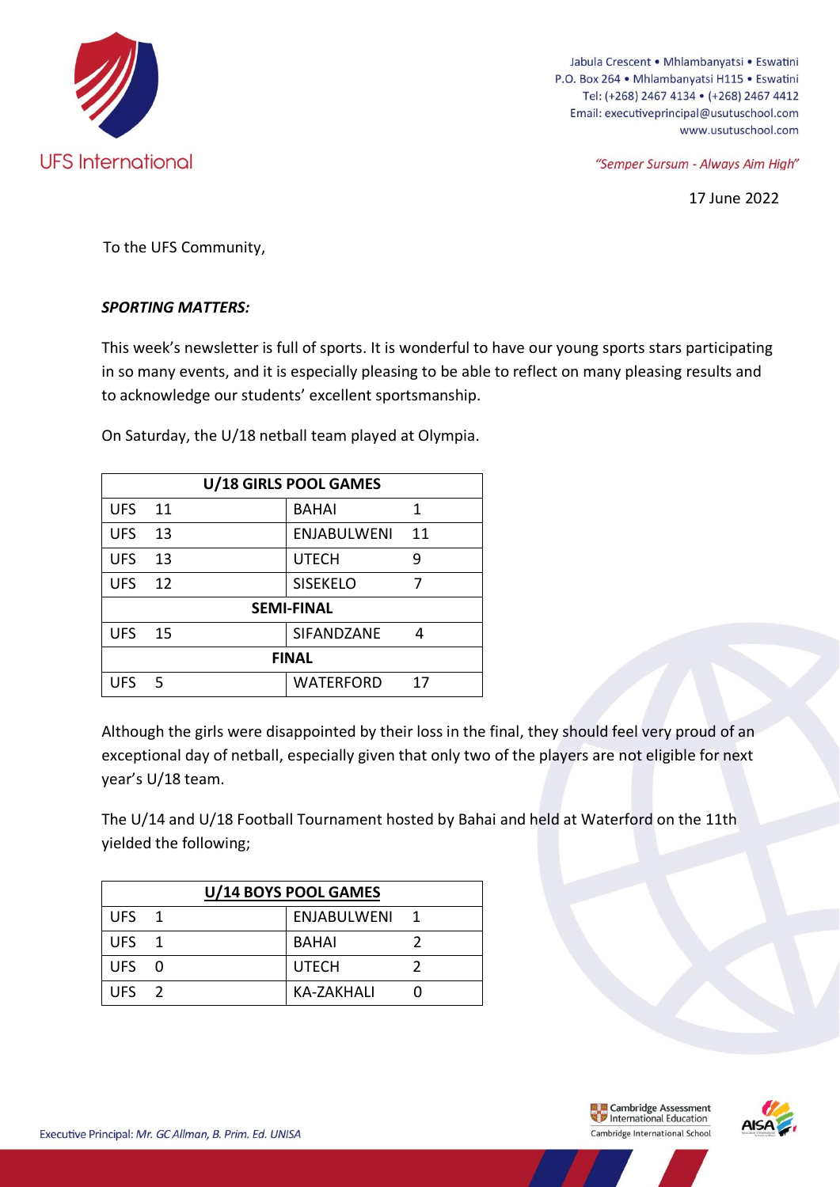UFS International

Jabula Crescent • Mhlambanyatsi • Eswatini
P.O. Box 264 • Mhlambanyatsi H115 • Eswatini
Tel: (+268) 2467 4134 • (+268) 2467 4412
Email: executiveprincipal@usutuschool.com
www.usutuschool.com

*"Semper Sursum - Always Aim High"*

17 June 2022

To the UFS Community,

***SPORTING MATTERS:***

This week's newsletter is full of sports. It is wonderful to have our young sports stars participating in so many events, and it is especially pleasing to be able to reflect on many pleasing results and to acknowledge our students' excellent sportsmanship.

On Saturday, the U/18 netball team played at Olympia.

| **U/18 GIRLS POOL GAMES** | | | |
|---|---|---|---|
| UFS | 11 | BAHAI | 1 |
| UFS | 13 | ENJABULWENI | 11 |
| UFS | 13 | UTECH | 9 |
| UFS | 12 | SISEKELO | 7 |
| **SEMI-FINAL** | | | |
| UFS | 15 | SIFANDZANE | 4 |
| **FINAL** | | | |
| UFS | 5 | WATERFORD | 17 |

Although the girls were disappointed by their loss in the final, they should feel very proud of an exceptional day of netball, especially given that only two of the players are not eligible for next year's U/18 team.

The U/14 and U/18 Football Tournament hosted by Bahai and held at Waterford on the 11th yielded the following;

| **U/14 BOYS POOL GAMES** | | | |
|---|---|---|---|
| UFS | 1 | ENJABULWENI | 1 |
| UFS | 1 | BAHAI | 2 |
| UFS | 0 | UTECH | 2 |
| UFS | 2 | KA-ZAKHALI | 0 |

Executive Principal: *Mr. GC Allman, B. Prim. Ed. UNISA*

Cambridge Assessment International Education
Cambridge International School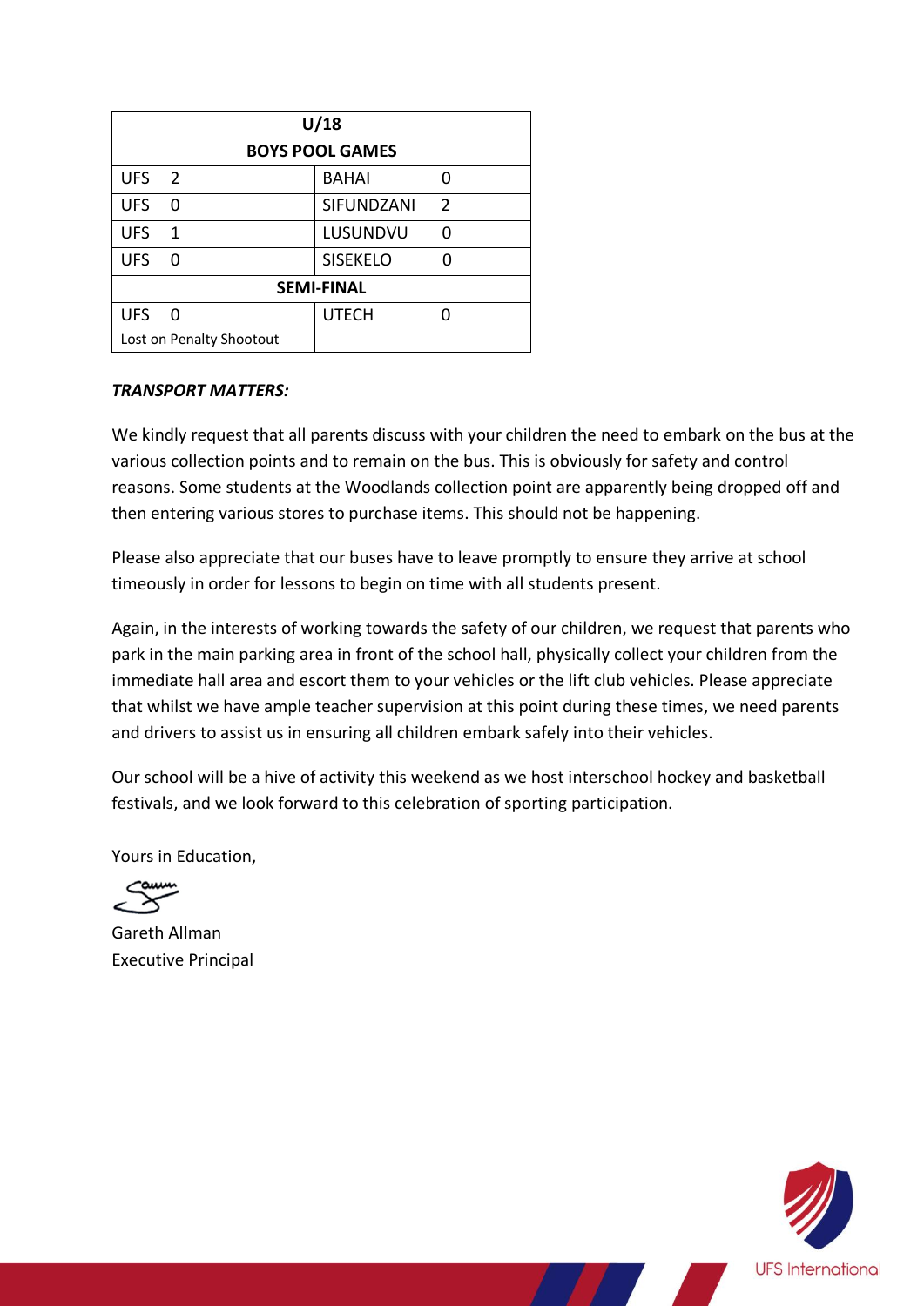| U/18 BOYS POOL GAMES | | | |
|---|---|---|---|
| UFS | 2 | BAHAI | 0 |
| UFS | 0 | SIFUNDZANI | 2 |
| UFS | 1 | LUSUNDVU | 0 |
| UFS | 0 | SISEKELO | 0 |
| **SEMI-FINAL** | | | |
| UFS | 0 | UTECH | 0 |
| Lost on Penalty Shootout | | | |

***TRANSPORT MATTERS:***

We kindly request that all parents discuss with your children the need to embark on the bus at the various collection points and to remain on the bus. This is obviously for safety and control reasons. Some students at the Woodlands collection point are apparently being dropped off and then entering various stores to purchase items. This should not be happening.

Please also appreciate that our buses have to leave promptly to ensure they arrive at school timeously in order for lessons to begin on time with all students present.

Again, in the interests of working towards the safety of our children, we request that parents who park in the main parking area in front of the school hall, physically collect your children from the immediate hall area and escort them to your vehicles or the lift club vehicles. Please appreciate that whilst we have ample teacher supervision at this point during these times, we need parents and drivers to assist us in ensuring all children embark safely into their vehicles.

Our school will be a hive of activity this weekend as we host interschool hockey and basketball festivals, and we look forward to this celebration of sporting participation.

Yours in Education,

Gareth Allman
Executive Principal